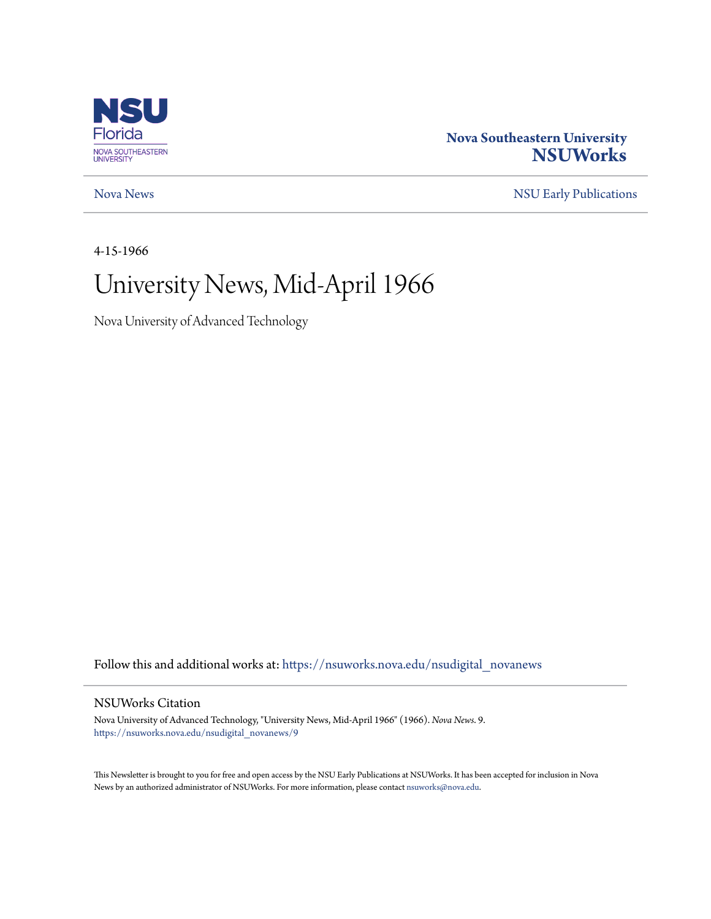Nova Southeastern University
**NSUWorks**

Nova News | NSU Early Publications

4-15-1966

# University News, Mid-April 1966

Nova University of Advanced Technology

Follow this and additional works at: https://nsuworks.nova.edu/nsudigital_novanews

## NSUWorks Citation

Nova University of Advanced Technology, "University News, Mid-April 1966" (1966). *Nova News*. 9.
https://nsuworks.nova.edu/nsudigital_novanews/9

This Newsletter is brought to you for free and open access by the NSU Early Publications at NSUWorks. It has been accepted for inclusion in Nova News by an authorized administrator of NSUWorks. For more information, please contact nsuworks@nova.edu.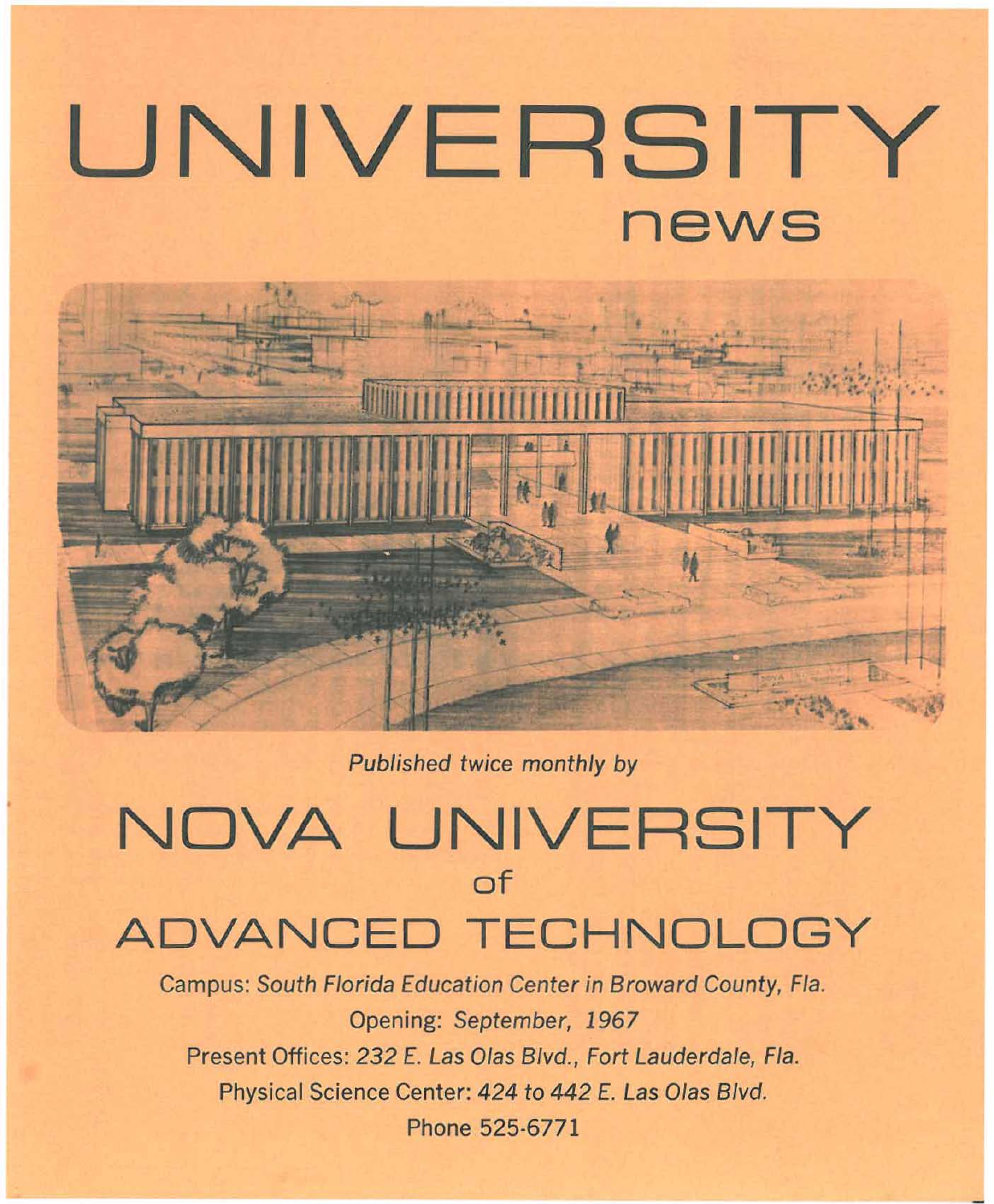# UNIVERSITY

## news

*Published twice monthly by*

# NOVA UNIVERSITY
## of
# ADVANCED TECHNOLOGY

Campus: *South Florida Education Center in Broward County, Fla.*

Opening: *September, 1967*

Present Offices: *232 E. Las Olas Blvd., Fort Lauderdale, Fla.*

Physical Science Center: *424 to 442 E. Las Olas Blvd.*

Phone 525-6771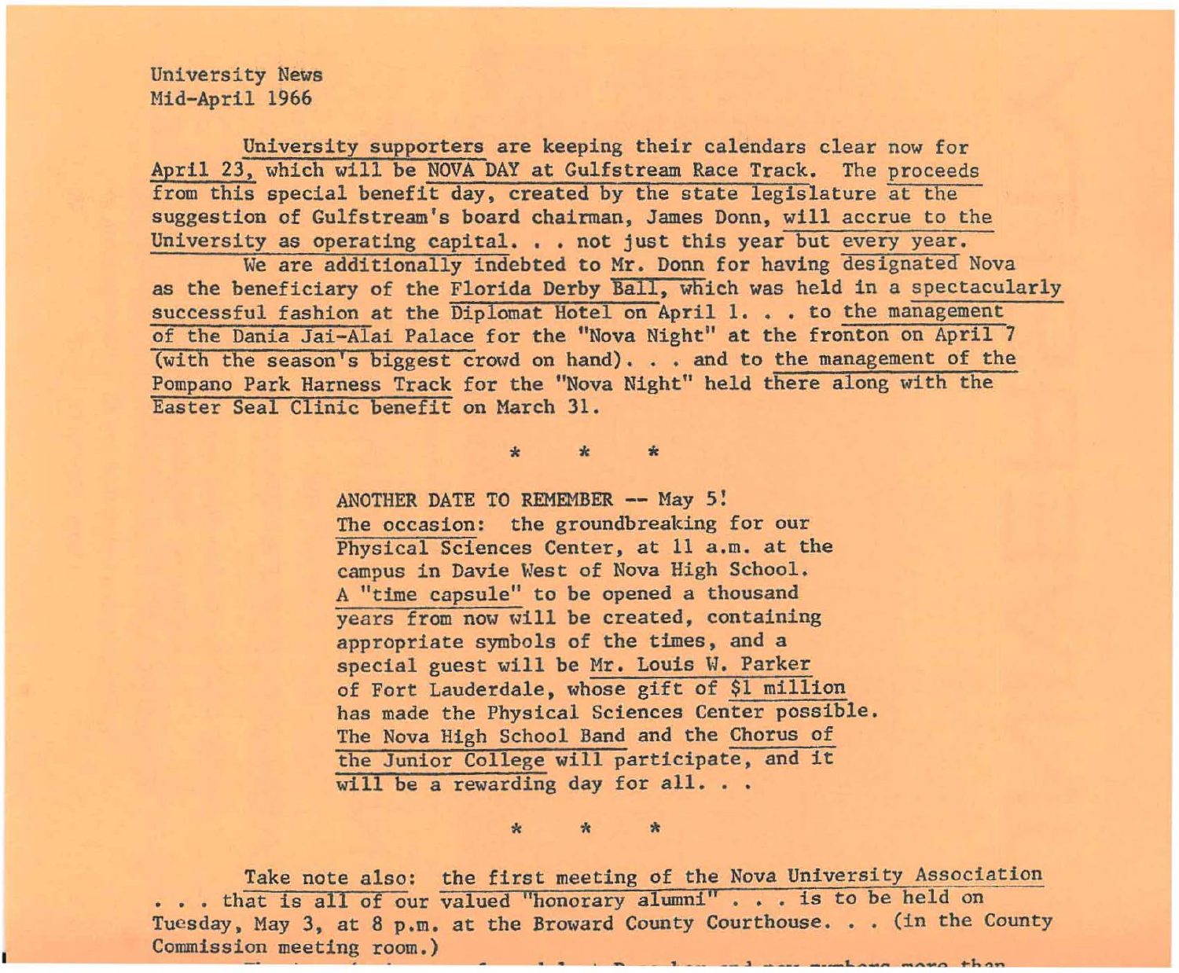University News
Mid-April 1966

University supporters are keeping their calendars clear now for April 23, which will be NOVA DAY at Gulfstream Race Track. The proceeds from this special benefit day, created by the state legislature at the suggestion of Gulfstream's board chairman, James Donn, will accrue to the University as operating capital. . . not just this year but every year.

We are additionally indebted to Mr. Donn for having designated Nova as the beneficiary of the Florida Derby Ball, which was held in a spectacularly successful fashion at the Diplomat Hotel on April 1. . . to the management of the Dania Jai-Alai Palace for the "Nova Night" at the fronton on April 7 (with the season's biggest crowd on hand). . . and to the management of the Pompano Park Harness Track for the "Nova Night" held there along with the Easter Seal Clinic benefit on March 31.

\* \* \*

ANOTHER DATE TO REMEMBER -- May 5!
The occasion: the groundbreaking for our Physical Sciences Center, at 11 a.m. at the campus in Davie West of Nova High School. A "time capsule" to be opened a thousand years from now will be created, containing appropriate symbols of the times, and a special guest will be Mr. Louis W. Parker of Fort Lauderdale, whose gift of $1 million has made the Physical Sciences Center possible. The Nova High School Band and the Chorus of the Junior College will participate, and it will be a rewarding day for all. . .

\* \* \*

Take note also: the first meeting of the Nova University Association . . . that is all of our valued "honorary alumni" . . . is to be held on Tuesday, May 3, at 8 p.m. at the Broward County Courthouse. . . (in the County Commission meeting room.)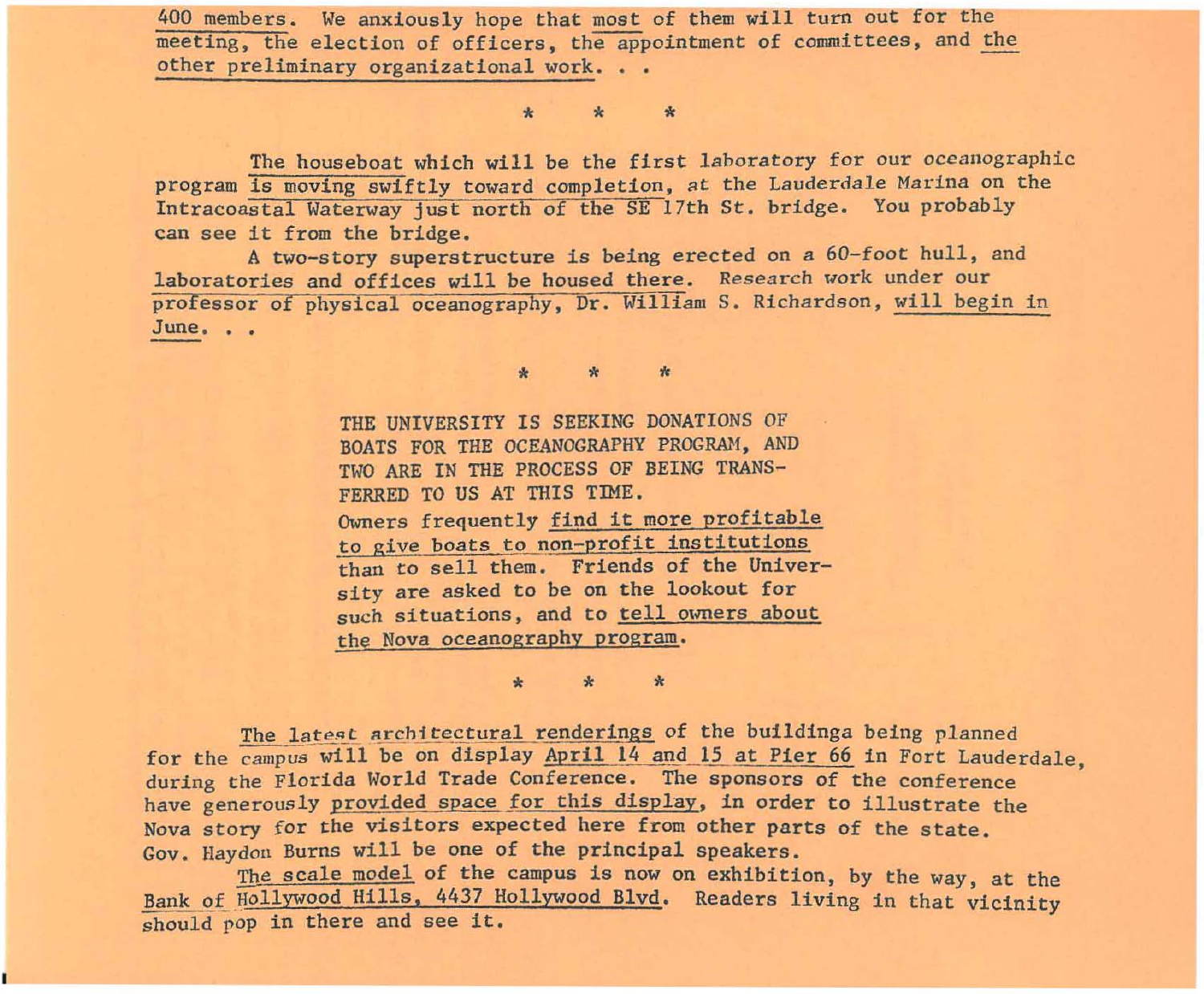400 members. We anxiously hope that most of them will turn out for the meeting, the election of officers, the appointment of committees, and the other preliminary organizational work. . .

\* \* \*

The houseboat which will be the first laboratory for our oceanographic program is moving swiftly toward completion, at the Lauderdale Marina on the Intracoastal Waterway just north of the SE 17th St. bridge. You probably can see it from the bridge.

A two-story superstructure is being erected on a 60-foot hull, and laboratories and offices will be housed there. Research work under our professor of physical oceanography, Dr. William S. Richardson, will begin in June. . .

\* \* \*

THE UNIVERSITY IS SEEKING DONATIONS OF BOATS FOR THE OCEANOGRAPHY PROGRAM, AND TWO ARE IN THE PROCESS OF BEING TRANSFERRED TO US AT THIS TIME.

Owners frequently find it more profitable to give boats to non-profit institutions than to sell them. Friends of the University are asked to be on the lookout for such situations, and to tell owners about the Nova oceanography program.

\* \* \*

The latest architectural renderings of the buildinga being planned for the campus will be on display April 14 and 15 at Pier 66 in Fort Lauderdale, during the Florida World Trade Conference. The sponsors of the conference have generously provided space for this display, in order to illustrate the Nova story for the visitors expected here from other parts of the state. Gov. Haydon Burns will be one of the principal speakers.

The scale model of the campus is now on exhibition, by the way, at the Bank of Hollywood Hills, 4437 Hollywood Blvd. Readers living in that vicinity should pop in there and see it.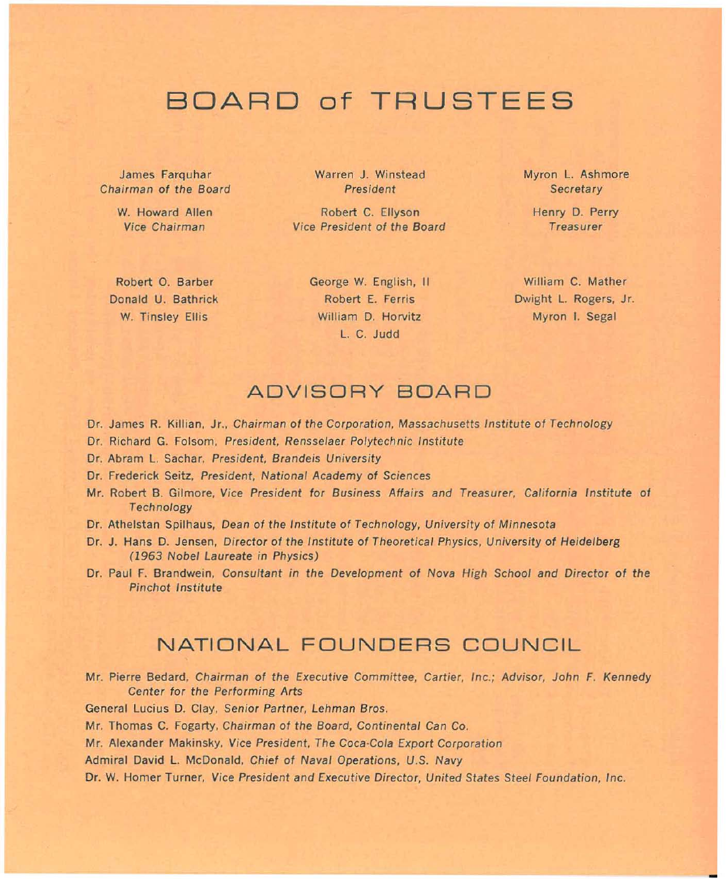# BOARD of TRUSTEES

James Farquhar
*Chairman of the Board*

W. Howard Allen
*Vice Chairman*

Warren J. Winstead
*President*

Robert C. Ellyson
*Vice President of the Board*

Myron L. Ashmore
*Secretary*

Henry D. Perry
*Treasurer*

Robert O. Barber
Donald U. Bathrick
W. Tinsley Ellis

George W. English, II
Robert E. Ferris
William D. Horvitz
L. C. Judd

William C. Mather
Dwight L. Rogers, Jr.
Myron I. Segal

## ADVISORY BOARD

Dr. James R. Killian, Jr., *Chairman of the Corporation, Massachusetts Institute of Technology*

Dr. Richard G. Folsom, *President, Rensselaer Polytechnic Institute*

Dr. Abram L. Sachar, *President, Brandeis University*

Dr. Frederick Seitz, *President, National Academy of Sciences*

Mr. Robert B. Gilmore, *Vice President for Business Affairs and Treasurer, California Institute of Technology*

Dr. Athelstan Spilhaus, *Dean of the Institute of Technology, University of Minnesota*

Dr. J. Hans D. Jensen, *Director of the Institute of Theoretical Physics, University of Heidelberg (1963 Nobel Laureate in Physics)*

Dr. Paul F. Brandwein, *Consultant in the Development of Nova High School and Director of the Pinchot Institute*

## NATIONAL FOUNDERS COUNCIL

Mr. Pierre Bedard, *Chairman of the Executive Committee, Cartier, Inc.; Advisor, John F. Kennedy Center for the Performing Arts*

General Lucius D. Clay, *Senior Partner, Lehman Bros.*

Mr. Thomas C. Fogarty, *Chairman of the Board, Continental Can Co.*

Mr. Alexander Makinsky, *Vice President, The Coca-Cola Export Corporation*

Admiral David L. McDonald, *Chief of Naval Operations, U.S. Navy*

Dr. W. Homer Turner, *Vice President and Executive Director, United States Steel Foundation, Inc.*